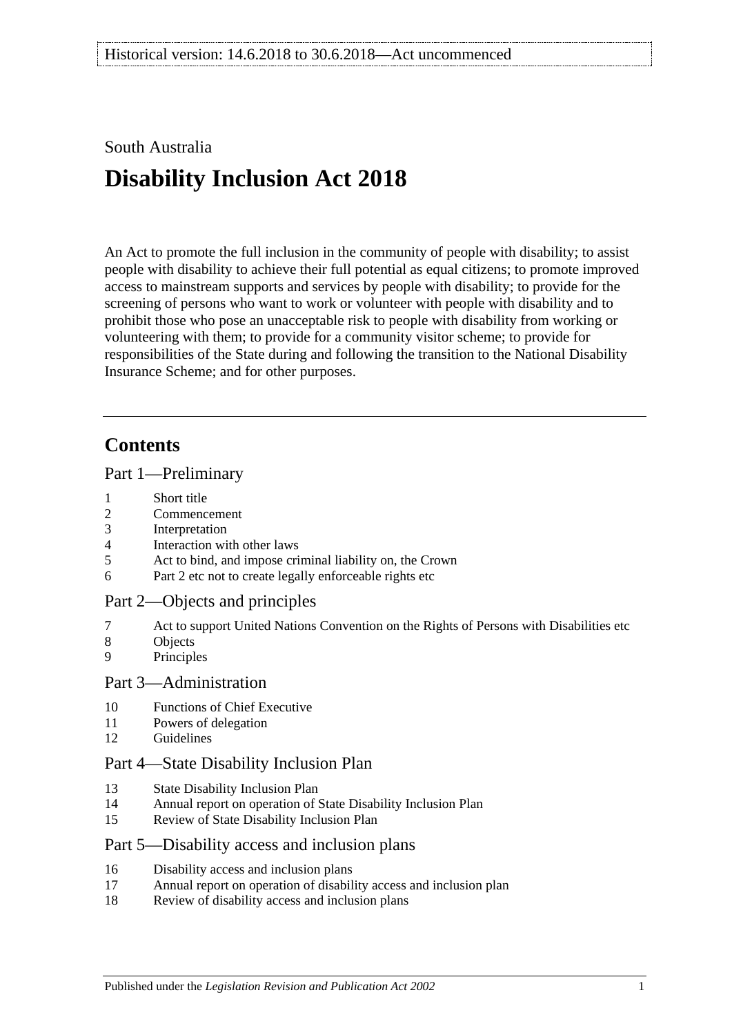Historical version: 14.6.2018 to 30.6.2018—Act uncommenced

South Australia

# Disability Inclusion Act 2018

An Act to promote the full inclusion in the community of people with disability; to assist people with disability to achieve their full potential as equal citizens; to promote improved access to mainstream supports and services by people with disability; to provide for the screening of persons who want to work or volunteer with people with disability and to prohibit those who pose an unacceptable risk to people with disability from working or volunteering with them; to provide for a community visitor scheme; to provide for responsibilities of the State during and following the transition to the National Disability Insurance Scheme; and for other purposes.

## Contents

### Part 1—Preliminary

1 Short title
2 Commencement
3 Interpretation
4 Interaction with other laws
5 Act to bind, and impose criminal liability on, the Crown
6 Part 2 etc not to create legally enforceable rights etc

### Part 2—Objects and principles

7 Act to support United Nations Convention on the Rights of Persons with Disabilities etc
8 Objects
9 Principles

### Part 3—Administration

10 Functions of Chief Executive
11 Powers of delegation
12 Guidelines

### Part 4—State Disability Inclusion Plan

13 State Disability Inclusion Plan
14 Annual report on operation of State Disability Inclusion Plan
15 Review of State Disability Inclusion Plan

### Part 5—Disability access and inclusion plans

16 Disability access and inclusion plans
17 Annual report on operation of disability access and inclusion plan
18 Review of disability access and inclusion plans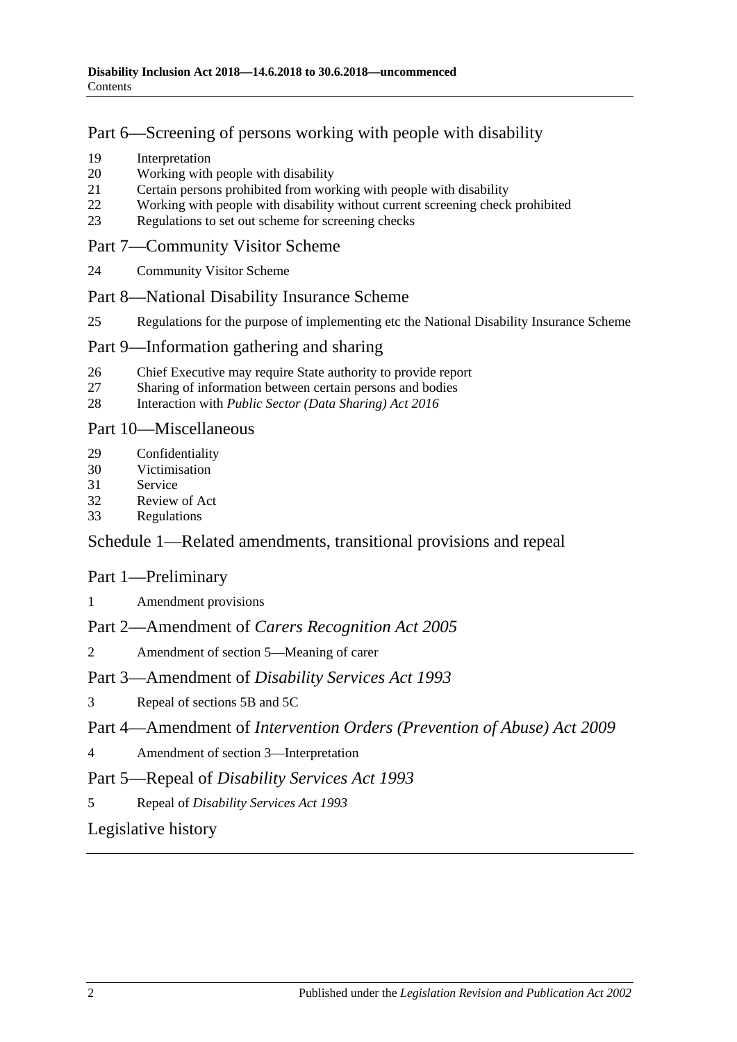## Part 6—Screening of persons working with people with disability

19 Interpretation
20 Working with people with disability
21 Certain persons prohibited from working with people with disability
22 Working with people with disability without current screening check prohibited
23 Regulations to set out scheme for screening checks

## Part 7—Community Visitor Scheme

24 Community Visitor Scheme

## Part 8—National Disability Insurance Scheme

25 Regulations for the purpose of implementing etc the National Disability Insurance Scheme

## Part 9—Information gathering and sharing

26 Chief Executive may require State authority to provide report
27 Sharing of information between certain persons and bodies
28 Interaction with *Public Sector (Data Sharing) Act 2016*

## Part 10—Miscellaneous

29 Confidentiality
30 Victimisation
31 Service
32 Review of Act
33 Regulations

## Schedule 1—Related amendments, transitional provisions and repeal

## Part 1—Preliminary

1 Amendment provisions

## Part 2—Amendment of *Carers Recognition Act 2005*

2 Amendment of section 5—Meaning of carer

## Part 3—Amendment of *Disability Services Act 1993*

3 Repeal of sections 5B and 5C

## Part 4—Amendment of *Intervention Orders (Prevention of Abuse) Act 2009*

4 Amendment of section 3—Interpretation

## Part 5—Repeal of *Disability Services Act 1993*

5 Repeal of *Disability Services Act 1993*

## Legislative history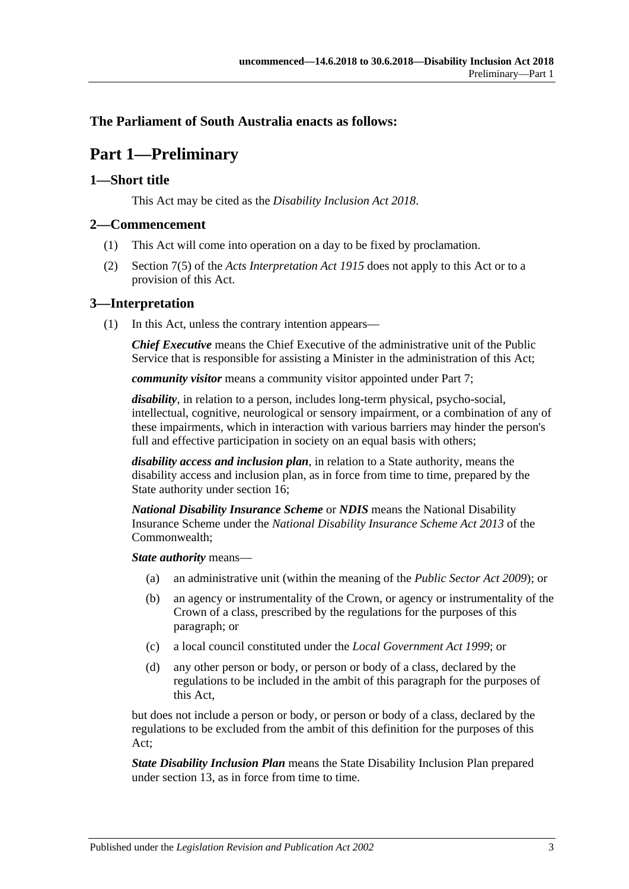**The Parliament of South Australia enacts as follows:**

# Part 1—Preliminary

## 1—Short title

This Act may be cited as the *Disability Inclusion Act 2018*.

## 2—Commencement

(1) This Act will come into operation on a day to be fixed by proclamation.

(2) Section 7(5) of the *Acts Interpretation Act 1915* does not apply to this Act or to a provision of this Act.

## 3—Interpretation

(1) In this Act, unless the contrary intention appears—

***Chief Executive*** means the Chief Executive of the administrative unit of the Public Service that is responsible for assisting a Minister in the administration of this Act;

***community visitor*** means a community visitor appointed under Part 7;

***disability***, in relation to a person, includes long-term physical, psycho-social, intellectual, cognitive, neurological or sensory impairment, or a combination of any of these impairments, which in interaction with various barriers may hinder the person's full and effective participation in society on an equal basis with others;

***disability access and inclusion plan***, in relation to a State authority, means the disability access and inclusion plan, as in force from time to time, prepared by the State authority under section 16;

***National Disability Insurance Scheme*** or ***NDIS*** means the National Disability Insurance Scheme under the *National Disability Insurance Scheme Act 2013* of the Commonwealth;

***State authority*** means—

(a) an administrative unit (within the meaning of the *Public Sector Act 2009*); or

(b) an agency or instrumentality of the Crown, or agency or instrumentality of the Crown of a class, prescribed by the regulations for the purposes of this paragraph; or

(c) a local council constituted under the *Local Government Act 1999*; or

(d) any other person or body, or person or body of a class, declared by the regulations to be included in the ambit of this paragraph for the purposes of this Act,

but does not include a person or body, or person or body of a class, declared by the regulations to be excluded from the ambit of this definition for the purposes of this Act;

***State Disability Inclusion Plan*** means the State Disability Inclusion Plan prepared under section 13, as in force from time to time.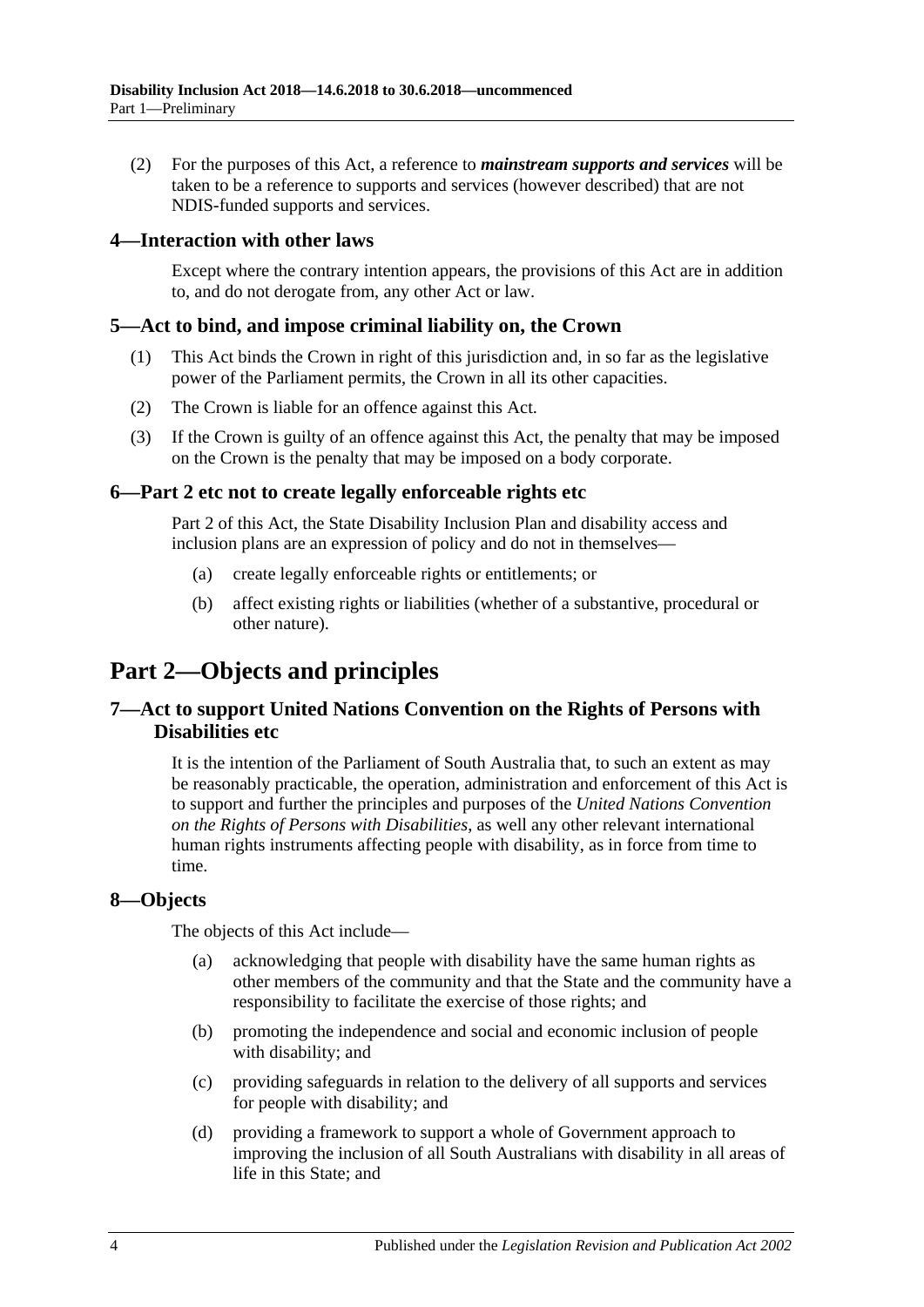(2) For the purposes of this Act, a reference to ***mainstream supports and services*** will be taken to be a reference to supports and services (however described) that are not NDIS-funded supports and services.

### 4—Interaction with other laws

Except where the contrary intention appears, the provisions of this Act are in addition to, and do not derogate from, any other Act or law.

### 5—Act to bind, and impose criminal liability on, the Crown

(1) This Act binds the Crown in right of this jurisdiction and, in so far as the legislative power of the Parliament permits, the Crown in all its other capacities.

(2) The Crown is liable for an offence against this Act.

(3) If the Crown is guilty of an offence against this Act, the penalty that may be imposed on the Crown is the penalty that may be imposed on a body corporate.

### 6—Part 2 etc not to create legally enforceable rights etc

Part 2 of this Act, the State Disability Inclusion Plan and disability access and inclusion plans are an expression of policy and do not in themselves—

(a) create legally enforceable rights or entitlements; or

(b) affect existing rights or liabilities (whether of a substantive, procedural or other nature).

## Part 2—Objects and principles

### 7—Act to support United Nations Convention on the Rights of Persons with Disabilities etc

It is the intention of the Parliament of South Australia that, to such an extent as may be reasonably practicable, the operation, administration and enforcement of this Act is to support and further the principles and purposes of the *United Nations Convention on the Rights of Persons with Disabilities*, as well any other relevant international human rights instruments affecting people with disability, as in force from time to time.

### 8—Objects

The objects of this Act include—

(a) acknowledging that people with disability have the same human rights as other members of the community and that the State and the community have a responsibility to facilitate the exercise of those rights; and

(b) promoting the independence and social and economic inclusion of people with disability; and

(c) providing safeguards in relation to the delivery of all supports and services for people with disability; and

(d) providing a framework to support a whole of Government approach to improving the inclusion of all South Australians with disability in all areas of life in this State; and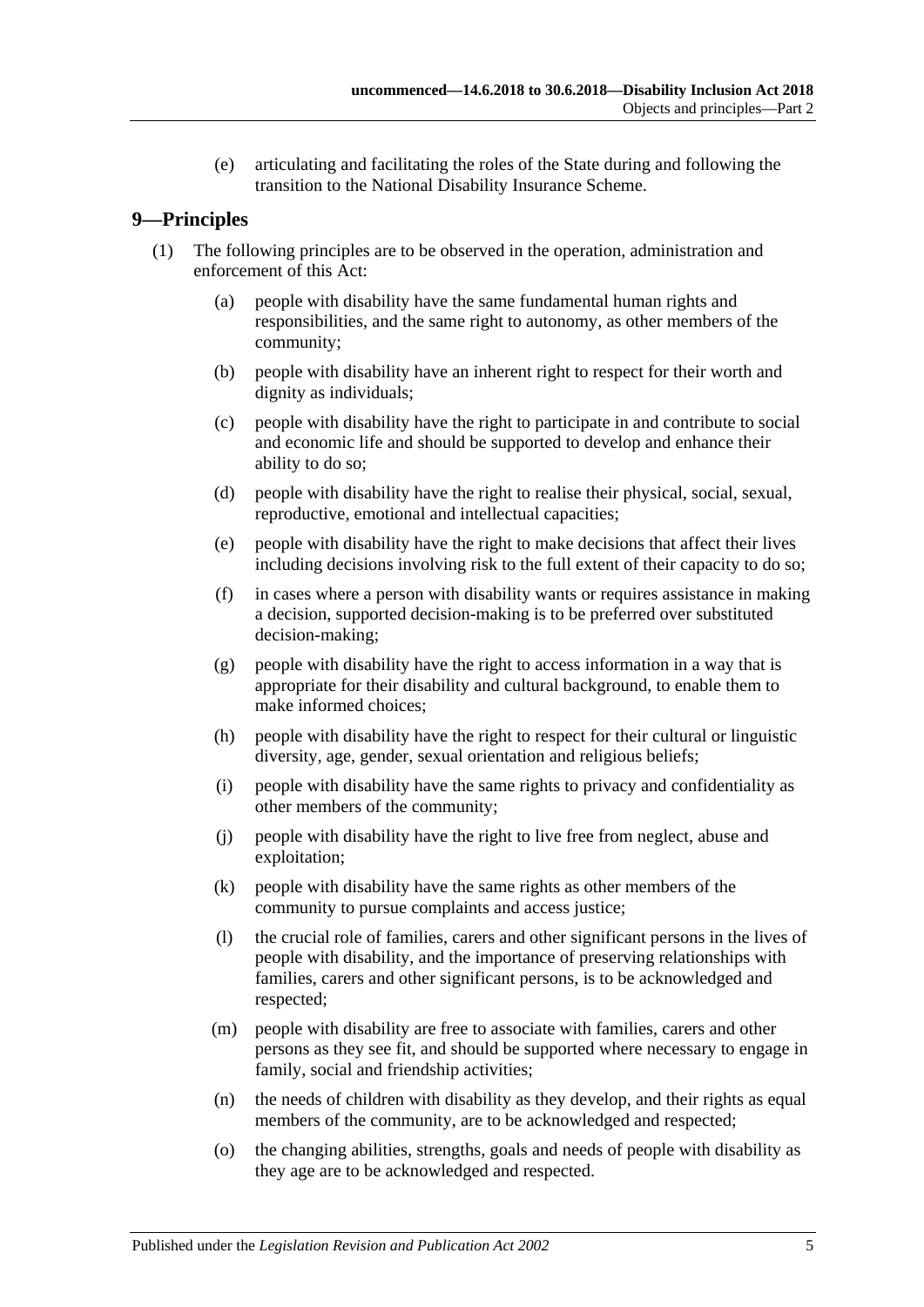(e) articulating and facilitating the roles of the State during and following the transition to the National Disability Insurance Scheme.

## 9—Principles

(1) The following principles are to be observed in the operation, administration and enforcement of this Act:

(a) people with disability have the same fundamental human rights and responsibilities, and the same right to autonomy, as other members of the community;

(b) people with disability have an inherent right to respect for their worth and dignity as individuals;

(c) people with disability have the right to participate in and contribute to social and economic life and should be supported to develop and enhance their ability to do so;

(d) people with disability have the right to realise their physical, social, sexual, reproductive, emotional and intellectual capacities;

(e) people with disability have the right to make decisions that affect their lives including decisions involving risk to the full extent of their capacity to do so;

(f) in cases where a person with disability wants or requires assistance in making a decision, supported decision-making is to be preferred over substituted decision-making;

(g) people with disability have the right to access information in a way that is appropriate for their disability and cultural background, to enable them to make informed choices;

(h) people with disability have the right to respect for their cultural or linguistic diversity, age, gender, sexual orientation and religious beliefs;

(i) people with disability have the same rights to privacy and confidentiality as other members of the community;

(j) people with disability have the right to live free from neglect, abuse and exploitation;

(k) people with disability have the same rights as other members of the community to pursue complaints and access justice;

(l) the crucial role of families, carers and other significant persons in the lives of people with disability, and the importance of preserving relationships with families, carers and other significant persons, is to be acknowledged and respected;

(m) people with disability are free to associate with families, carers and other persons as they see fit, and should be supported where necessary to engage in family, social and friendship activities;

(n) the needs of children with disability as they develop, and their rights as equal members of the community, are to be acknowledged and respected;

(o) the changing abilities, strengths, goals and needs of people with disability as they age are to be acknowledged and respected.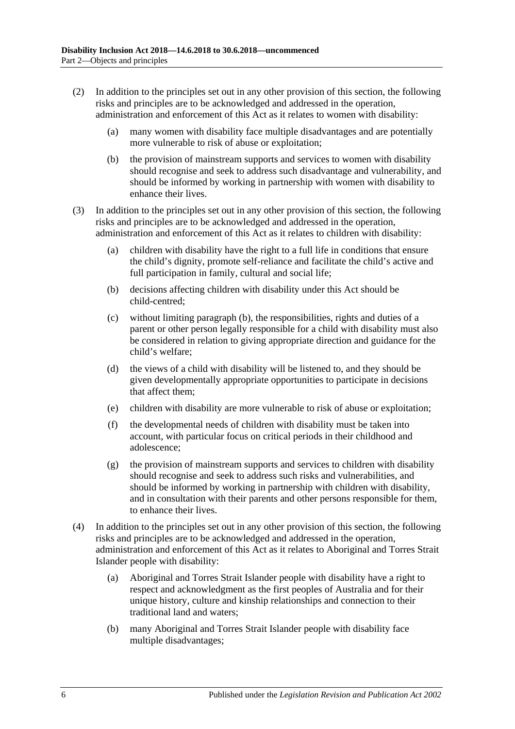(2) In addition to the principles set out in any other provision of this section, the following risks and principles are to be acknowledged and addressed in the operation, administration and enforcement of this Act as it relates to women with disability:

(a) many women with disability face multiple disadvantages and are potentially more vulnerable to risk of abuse or exploitation;

(b) the provision of mainstream supports and services to women with disability should recognise and seek to address such disadvantage and vulnerability, and should be informed by working in partnership with women with disability to enhance their lives.

(3) In addition to the principles set out in any other provision of this section, the following risks and principles are to be acknowledged and addressed in the operation, administration and enforcement of this Act as it relates to children with disability:

(a) children with disability have the right to a full life in conditions that ensure the child's dignity, promote self-reliance and facilitate the child's active and full participation in family, cultural and social life;

(b) decisions affecting children with disability under this Act should be child-centred;

(c) without limiting paragraph (b), the responsibilities, rights and duties of a parent or other person legally responsible for a child with disability must also be considered in relation to giving appropriate direction and guidance for the child's welfare;

(d) the views of a child with disability will be listened to, and they should be given developmentally appropriate opportunities to participate in decisions that affect them;

(e) children with disability are more vulnerable to risk of abuse or exploitation;

(f) the developmental needs of children with disability must be taken into account, with particular focus on critical periods in their childhood and adolescence;

(g) the provision of mainstream supports and services to children with disability should recognise and seek to address such risks and vulnerabilities, and should be informed by working in partnership with children with disability, and in consultation with their parents and other persons responsible for them, to enhance their lives.

(4) In addition to the principles set out in any other provision of this section, the following risks and principles are to be acknowledged and addressed in the operation, administration and enforcement of this Act as it relates to Aboriginal and Torres Strait Islander people with disability:

(a) Aboriginal and Torres Strait Islander people with disability have a right to respect and acknowledgment as the first peoples of Australia and for their unique history, culture and kinship relationships and connection to their traditional land and waters;

(b) many Aboriginal and Torres Strait Islander people with disability face multiple disadvantages;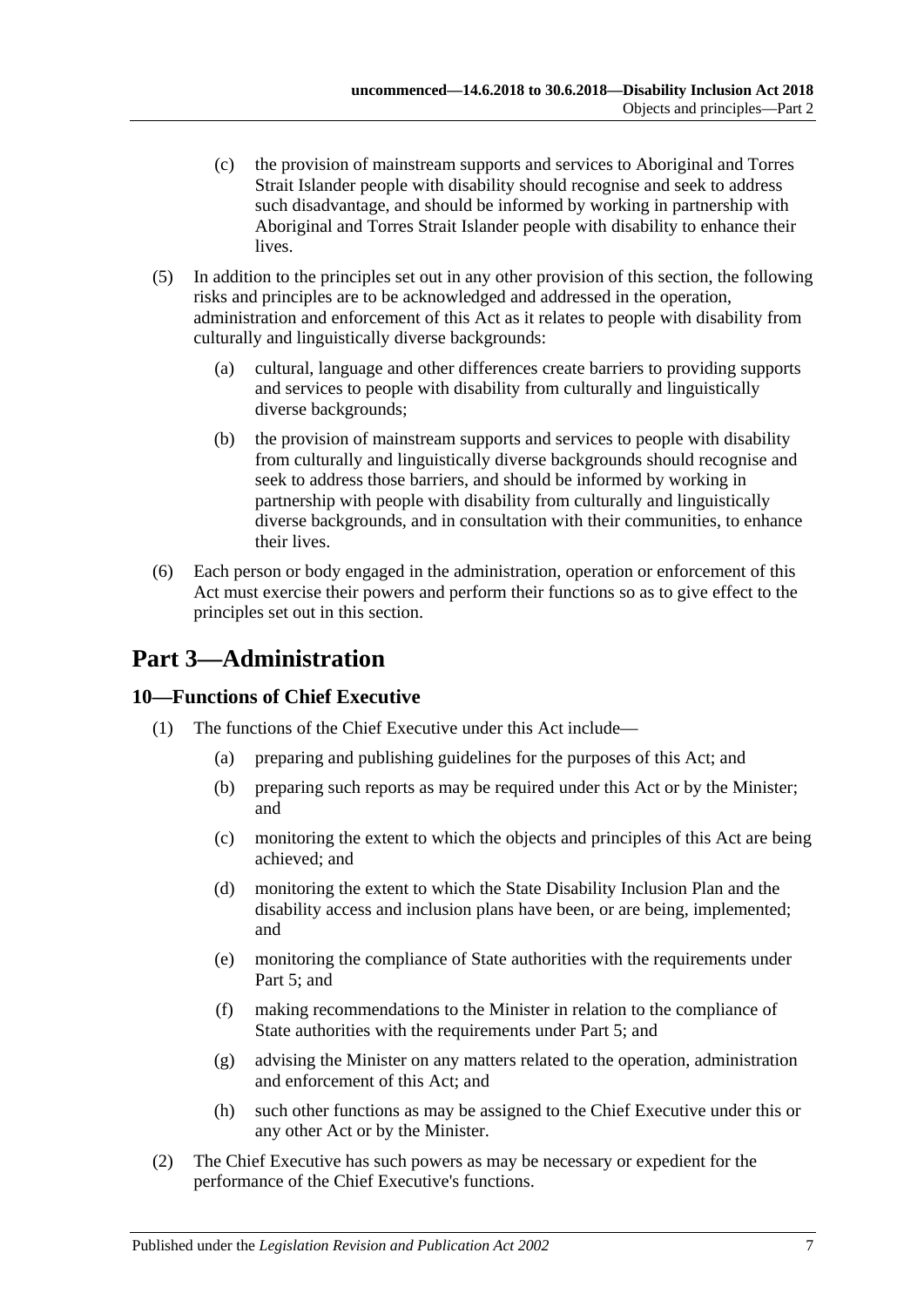(c) the provision of mainstream supports and services to Aboriginal and Torres Strait Islander people with disability should recognise and seek to address such disadvantage, and should be informed by working in partnership with Aboriginal and Torres Strait Islander people with disability to enhance their lives.

(5) In addition to the principles set out in any other provision of this section, the following risks and principles are to be acknowledged and addressed in the operation, administration and enforcement of this Act as it relates to people with disability from culturally and linguistically diverse backgrounds:

(a) cultural, language and other differences create barriers to providing supports and services to people with disability from culturally and linguistically diverse backgrounds;

(b) the provision of mainstream supports and services to people with disability from culturally and linguistically diverse backgrounds should recognise and seek to address those barriers, and should be informed by working in partnership with people with disability from culturally and linguistically diverse backgrounds, and in consultation with their communities, to enhance their lives.

(6) Each person or body engaged in the administration, operation or enforcement of this Act must exercise their powers and perform their functions so as to give effect to the principles set out in this section.

# Part 3—Administration

## 10—Functions of Chief Executive

(1) The functions of the Chief Executive under this Act include—

(a) preparing and publishing guidelines for the purposes of this Act; and

(b) preparing such reports as may be required under this Act or by the Minister; and

(c) monitoring the extent to which the objects and principles of this Act are being achieved; and

(d) monitoring the extent to which the State Disability Inclusion Plan and the disability access and inclusion plans have been, or are being, implemented; and

(e) monitoring the compliance of State authorities with the requirements under Part 5; and

(f) making recommendations to the Minister in relation to the compliance of State authorities with the requirements under Part 5; and

(g) advising the Minister on any matters related to the operation, administration and enforcement of this Act; and

(h) such other functions as may be assigned to the Chief Executive under this or any other Act or by the Minister.

(2) The Chief Executive has such powers as may be necessary or expedient for the performance of the Chief Executive's functions.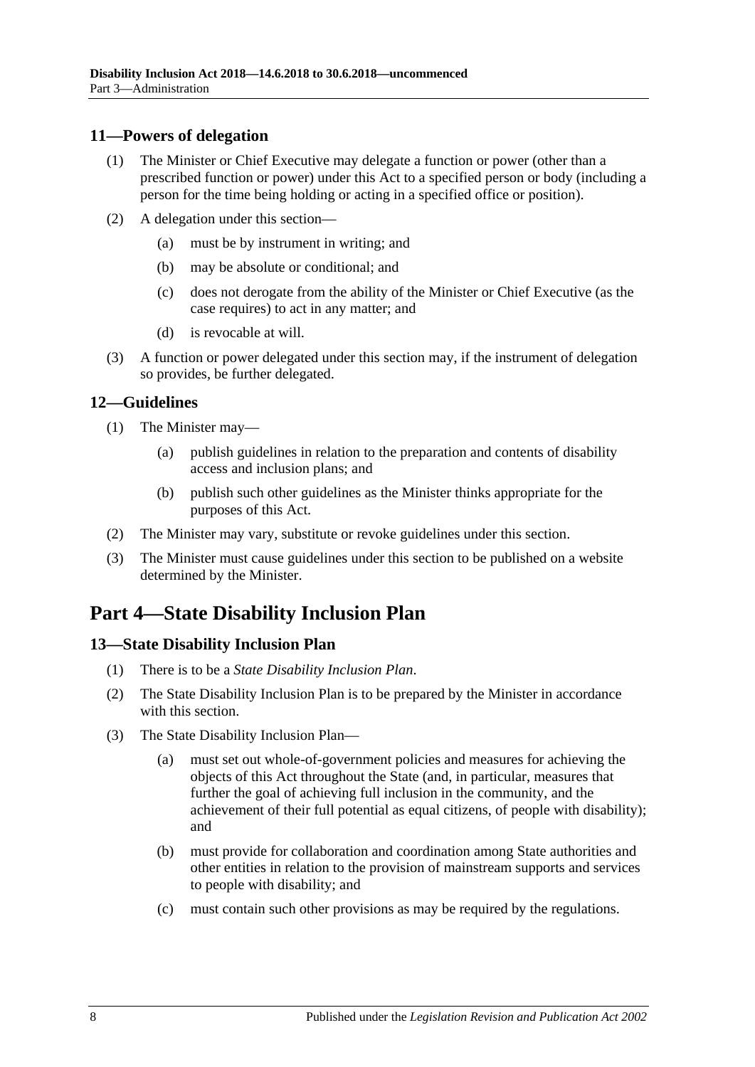## 11—Powers of delegation

(1) The Minister or Chief Executive may delegate a function or power (other than a prescribed function or power) under this Act to a specified person or body (including a person for the time being holding or acting in a specified office or position).

(2) A delegation under this section—

  (a) must be by instrument in writing; and

  (b) may be absolute or conditional; and

  (c) does not derogate from the ability of the Minister or Chief Executive (as the case requires) to act in any matter; and

  (d) is revocable at will.

(3) A function or power delegated under this section may, if the instrument of delegation so provides, be further delegated.

## 12—Guidelines

(1) The Minister may—

  (a) publish guidelines in relation to the preparation and contents of disability access and inclusion plans; and

  (b) publish such other guidelines as the Minister thinks appropriate for the purposes of this Act.

(2) The Minister may vary, substitute or revoke guidelines under this section.

(3) The Minister must cause guidelines under this section to be published on a website determined by the Minister.

# Part 4—State Disability Inclusion Plan

## 13—State Disability Inclusion Plan

(1) There is to be a *State Disability Inclusion Plan*.

(2) The State Disability Inclusion Plan is to be prepared by the Minister in accordance with this section.

(3) The State Disability Inclusion Plan—

  (a) must set out whole-of-government policies and measures for achieving the objects of this Act throughout the State (and, in particular, measures that further the goal of achieving full inclusion in the community, and the achievement of their full potential as equal citizens, of people with disability); and

  (b) must provide for collaboration and coordination among State authorities and other entities in relation to the provision of mainstream supports and services to people with disability; and

  (c) must contain such other provisions as may be required by the regulations.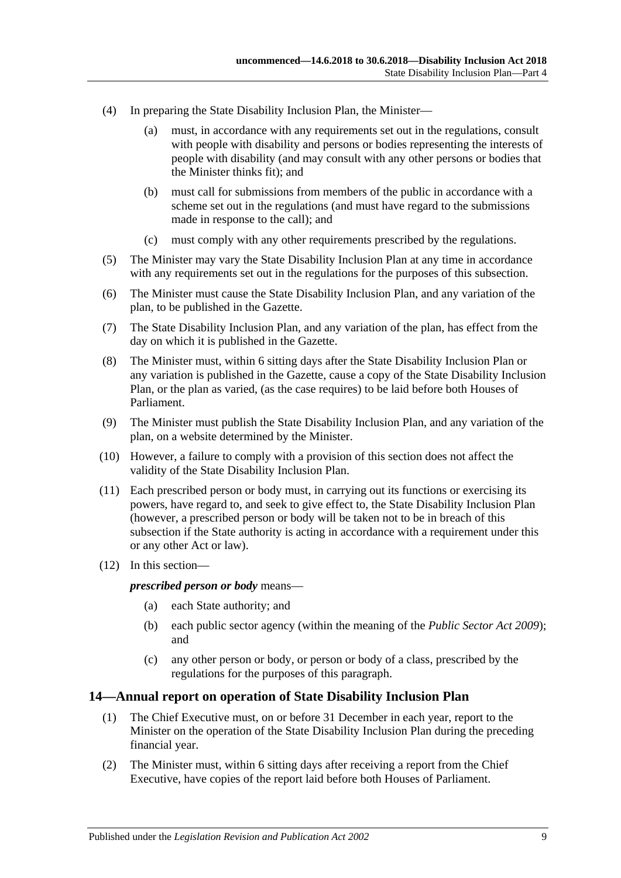(4) In preparing the State Disability Inclusion Plan, the Minister—

 (a) must, in accordance with any requirements set out in the regulations, consult with people with disability and persons or bodies representing the interests of people with disability (and may consult with any other persons or bodies that the Minister thinks fit); and

 (b) must call for submissions from members of the public in accordance with a scheme set out in the regulations (and must have regard to the submissions made in response to the call); and

 (c) must comply with any other requirements prescribed by the regulations.

(5) The Minister may vary the State Disability Inclusion Plan at any time in accordance with any requirements set out in the regulations for the purposes of this subsection.

(6) The Minister must cause the State Disability Inclusion Plan, and any variation of the plan, to be published in the Gazette.

(7) The State Disability Inclusion Plan, and any variation of the plan, has effect from the day on which it is published in the Gazette.

(8) The Minister must, within 6 sitting days after the State Disability Inclusion Plan or any variation is published in the Gazette, cause a copy of the State Disability Inclusion Plan, or the plan as varied, (as the case requires) to be laid before both Houses of Parliament.

(9) The Minister must publish the State Disability Inclusion Plan, and any variation of the plan, on a website determined by the Minister.

(10) However, a failure to comply with a provision of this section does not affect the validity of the State Disability Inclusion Plan.

(11) Each prescribed person or body must, in carrying out its functions or exercising its powers, have regard to, and seek to give effect to, the State Disability Inclusion Plan (however, a prescribed person or body will be taken not to be in breach of this subsection if the State authority is acting in accordance with a requirement under this or any other Act or law).

(12) In this section—

 ***prescribed person or body*** means—

 (a) each State authority; and

 (b) each public sector agency (within the meaning of the *Public Sector Act 2009*); and

 (c) any other person or body, or person or body of a class, prescribed by the regulations for the purposes of this paragraph.

## 14—Annual report on operation of State Disability Inclusion Plan

(1) The Chief Executive must, on or before 31 December in each year, report to the Minister on the operation of the State Disability Inclusion Plan during the preceding financial year.

(2) The Minister must, within 6 sitting days after receiving a report from the Chief Executive, have copies of the report laid before both Houses of Parliament.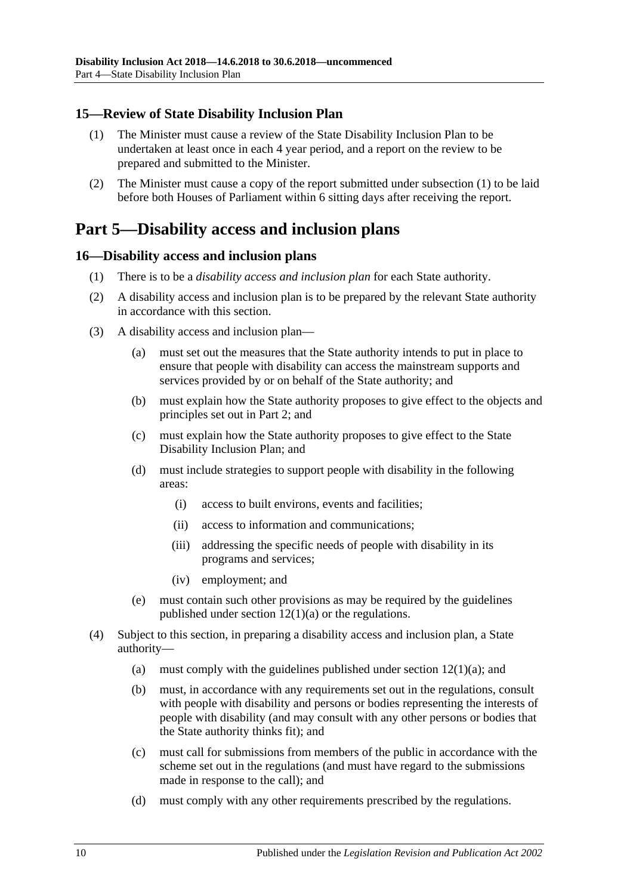### 15—Review of State Disability Inclusion Plan

(1) The Minister must cause a review of the State Disability Inclusion Plan to be undertaken at least once in each 4 year period, and a report on the review to be prepared and submitted to the Minister.

(2) The Minister must cause a copy of the report submitted under subsection (1) to be laid before both Houses of Parliament within 6 sitting days after receiving the report.

## Part 5—Disability access and inclusion plans

### 16—Disability access and inclusion plans

(1) There is to be a *disability access and inclusion plan* for each State authority.

(2) A disability access and inclusion plan is to be prepared by the relevant State authority in accordance with this section.

(3) A disability access and inclusion plan—

(a) must set out the measures that the State authority intends to put in place to ensure that people with disability can access the mainstream supports and services provided by or on behalf of the State authority; and

(b) must explain how the State authority proposes to give effect to the objects and principles set out in Part 2; and

(c) must explain how the State authority proposes to give effect to the State Disability Inclusion Plan; and

(d) must include strategies to support people with disability in the following areas:

(i) access to built environs, events and facilities;

(ii) access to information and communications;

(iii) addressing the specific needs of people with disability in its programs and services;

(iv) employment; and

(e) must contain such other provisions as may be required by the guidelines published under section 12(1)(a) or the regulations.

(4) Subject to this section, in preparing a disability access and inclusion plan, a State authority—

(a) must comply with the guidelines published under section 12(1)(a); and

(b) must, in accordance with any requirements set out in the regulations, consult with people with disability and persons or bodies representing the interests of people with disability (and may consult with any other persons or bodies that the State authority thinks fit); and

(c) must call for submissions from members of the public in accordance with the scheme set out in the regulations (and must have regard to the submissions made in response to the call); and

(d) must comply with any other requirements prescribed by the regulations.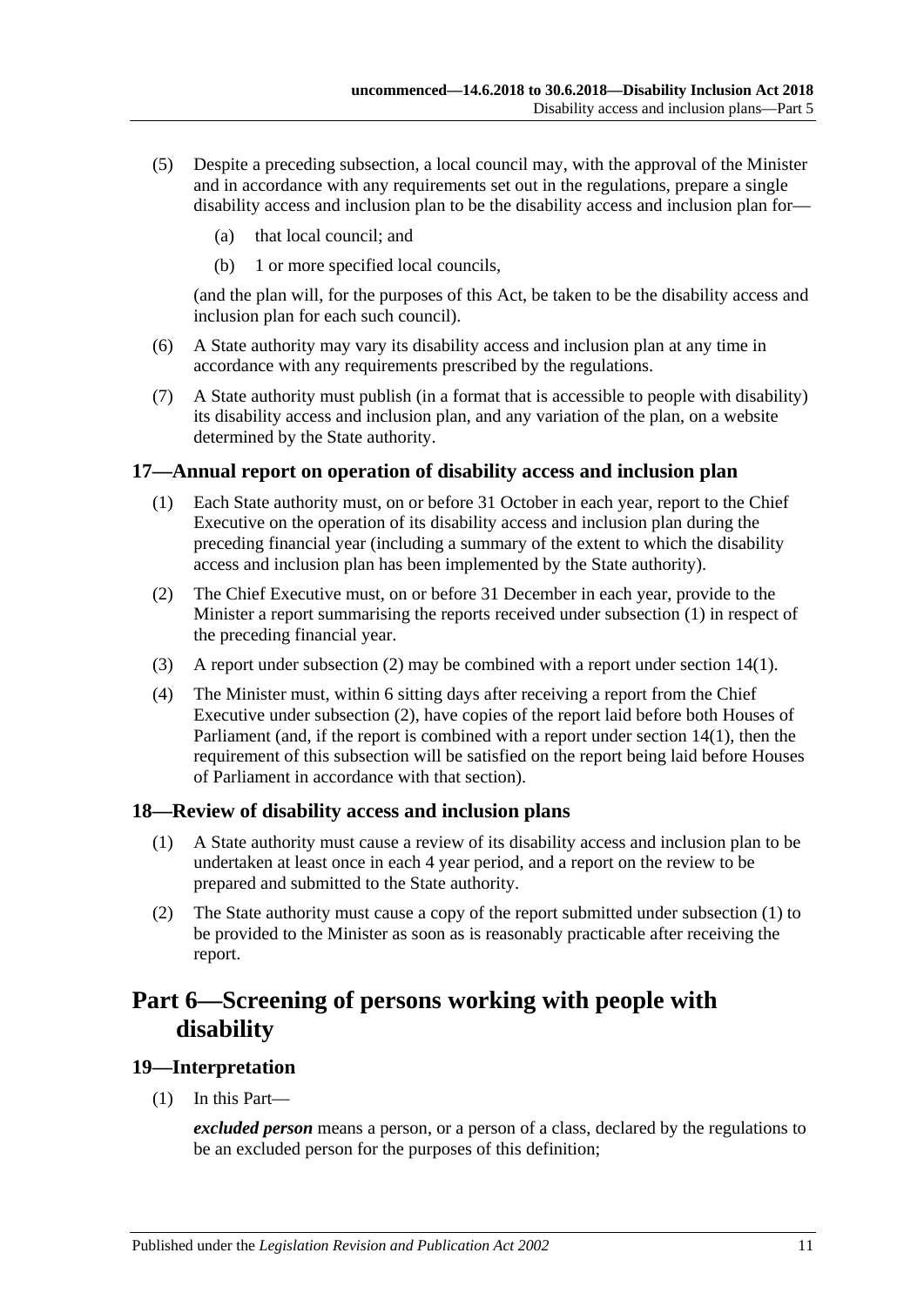(5) Despite a preceding subsection, a local council may, with the approval of the Minister and in accordance with any requirements set out in the regulations, prepare a single disability access and inclusion plan to be the disability access and inclusion plan for—

(a) that local council; and

(b) 1 or more specified local councils,

(and the plan will, for the purposes of this Act, be taken to be the disability access and inclusion plan for each such council).

(6) A State authority may vary its disability access and inclusion plan at any time in accordance with any requirements prescribed by the regulations.

(7) A State authority must publish (in a format that is accessible to people with disability) its disability access and inclusion plan, and any variation of the plan, on a website determined by the State authority.

### 17—Annual report on operation of disability access and inclusion plan

(1) Each State authority must, on or before 31 October in each year, report to the Chief Executive on the operation of its disability access and inclusion plan during the preceding financial year (including a summary of the extent to which the disability access and inclusion plan has been implemented by the State authority).

(2) The Chief Executive must, on or before 31 December in each year, provide to the Minister a report summarising the reports received under subsection (1) in respect of the preceding financial year.

(3) A report under subsection (2) may be combined with a report under section 14(1).

(4) The Minister must, within 6 sitting days after receiving a report from the Chief Executive under subsection (2), have copies of the report laid before both Houses of Parliament (and, if the report is combined with a report under section 14(1), then the requirement of this subsection will be satisfied on the report being laid before Houses of Parliament in accordance with that section).

### 18—Review of disability access and inclusion plans

(1) A State authority must cause a review of its disability access and inclusion plan to be undertaken at least once in each 4 year period, and a report on the review to be prepared and submitted to the State authority.

(2) The State authority must cause a copy of the report submitted under subsection (1) to be provided to the Minister as soon as is reasonably practicable after receiving the report.

## Part 6—Screening of persons working with people with disability

### 19—Interpretation

(1) In this Part—

***excluded person*** means a person, or a person of a class, declared by the regulations to be an excluded person for the purposes of this definition;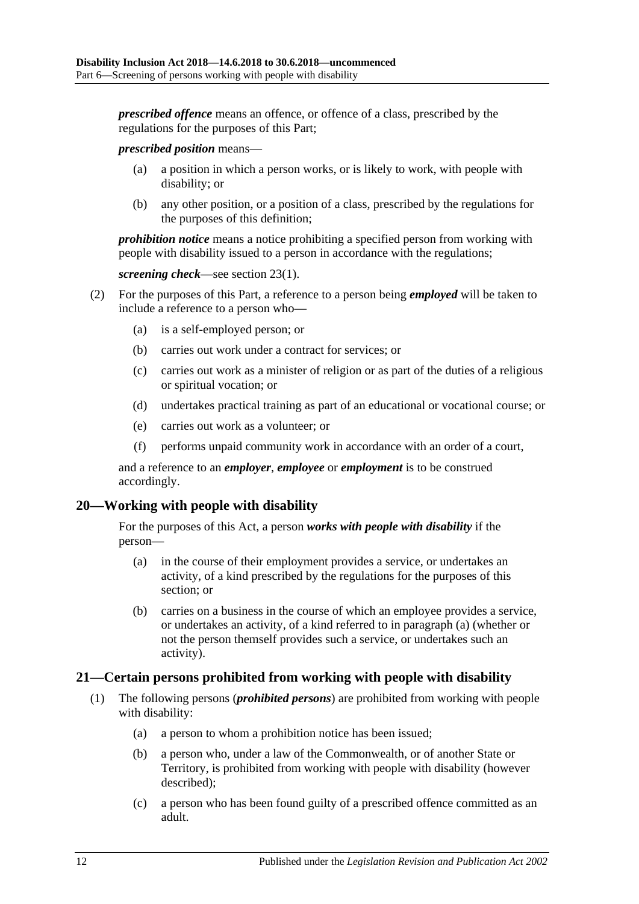***prescribed offence*** means an offence, or offence of a class, prescribed by the regulations for the purposes of this Part;

***prescribed position*** means—

- (a) a position in which a person works, or is likely to work, with people with disability; or
- (b) any other position, or a position of a class, prescribed by the regulations for the purposes of this definition;

***prohibition notice*** means a notice prohibiting a specified person from working with people with disability issued to a person in accordance with the regulations;

***screening check***—see section 23(1).

(2) For the purposes of this Part, a reference to a person being ***employed*** will be taken to include a reference to a person who—

- (a) is a self-employed person; or
- (b) carries out work under a contract for services; or
- (c) carries out work as a minister of religion or as part of the duties of a religious or spiritual vocation; or
- (d) undertakes practical training as part of an educational or vocational course; or
- (e) carries out work as a volunteer; or
- (f) performs unpaid community work in accordance with an order of a court,

and a reference to an ***employer***, ***employee*** or ***employment*** is to be construed accordingly.

## 20—Working with people with disability

For the purposes of this Act, a person ***works with people with disability*** if the person—

- (a) in the course of their employment provides a service, or undertakes an activity, of a kind prescribed by the regulations for the purposes of this section; or
- (b) carries on a business in the course of which an employee provides a service, or undertakes an activity, of a kind referred to in paragraph (a) (whether or not the person themself provides such a service, or undertakes such an activity).

## 21—Certain persons prohibited from working with people with disability

(1) The following persons (***prohibited persons***) are prohibited from working with people with disability:

- (a) a person to whom a prohibition notice has been issued;
- (b) a person who, under a law of the Commonwealth, or of another State or Territory, is prohibited from working with people with disability (however described);
- (c) a person who has been found guilty of a prescribed offence committed as an adult.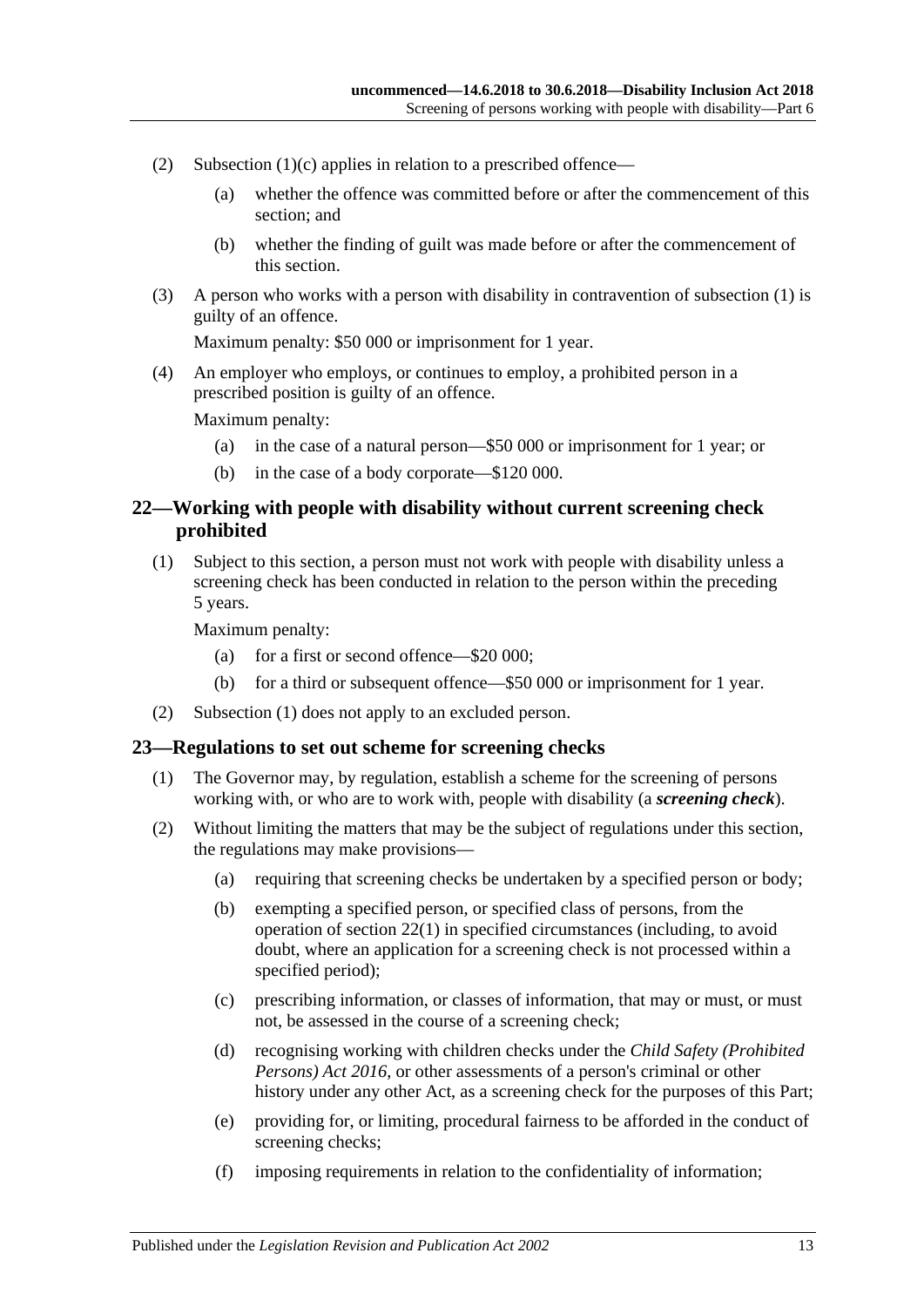(2) Subsection (1)(c) applies in relation to a prescribed offence—

   (a) whether the offence was committed before or after the commencement of this section; and

   (b) whether the finding of guilt was made before or after the commencement of this section.

(3) A person who works with a person with disability in contravention of subsection (1) is guilty of an offence.

   Maximum penalty: $50 000 or imprisonment for 1 year.

(4) An employer who employs, or continues to employ, a prohibited person in a prescribed position is guilty of an offence.

   Maximum penalty:

   (a) in the case of a natural person—$50 000 or imprisonment for 1 year; or

   (b) in the case of a body corporate—$120 000.

## 22—Working with people with disability without current screening check prohibited

(1) Subject to this section, a person must not work with people with disability unless a screening check has been conducted in relation to the person within the preceding 5 years.

   Maximum penalty:

   (a) for a first or second offence—$20 000;

   (b) for a third or subsequent offence—$50 000 or imprisonment for 1 year.

(2) Subsection (1) does not apply to an excluded person.

## 23—Regulations to set out scheme for screening checks

(1) The Governor may, by regulation, establish a scheme for the screening of persons working with, or who are to work with, people with disability (a ***screening check***).

(2) Without limiting the matters that may be the subject of regulations under this section, the regulations may make provisions—

   (a) requiring that screening checks be undertaken by a specified person or body;

   (b) exempting a specified person, or specified class of persons, from the operation of section 22(1) in specified circumstances (including, to avoid doubt, where an application for a screening check is not processed within a specified period);

   (c) prescribing information, or classes of information, that may or must, or must not, be assessed in the course of a screening check;

   (d) recognising working with children checks under the *Child Safety (Prohibited Persons) Act 2016*, or other assessments of a person's criminal or other history under any other Act, as a screening check for the purposes of this Part;

   (e) providing for, or limiting, procedural fairness to be afforded in the conduct of screening checks;

   (f) imposing requirements in relation to the confidentiality of information;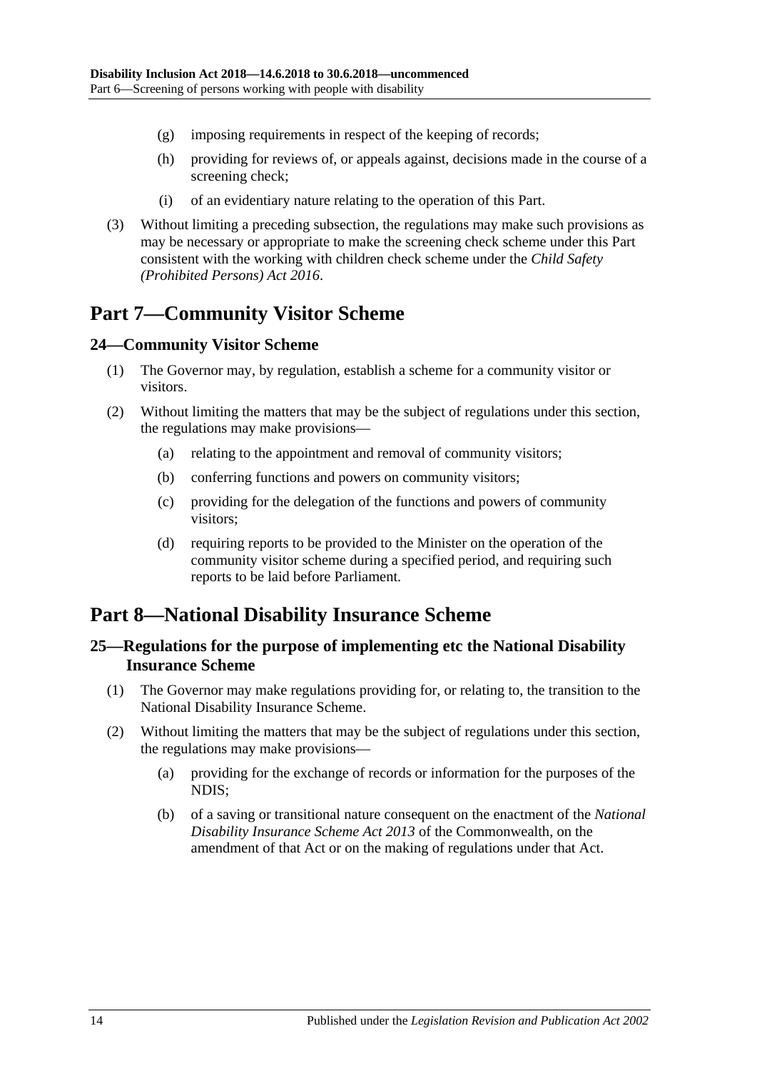(g) imposing requirements in respect of the keeping of records;

(h) providing for reviews of, or appeals against, decisions made in the course of a screening check;

(i) of an evidentiary nature relating to the operation of this Part.

(3) Without limiting a preceding subsection, the regulations may make such provisions as may be necessary or appropriate to make the screening check scheme under this Part consistent with the working with children check scheme under the *Child Safety (Prohibited Persons) Act 2016*.

# Part 7—Community Visitor Scheme

## 24—Community Visitor Scheme

(1) The Governor may, by regulation, establish a scheme for a community visitor or visitors.

(2) Without limiting the matters that may be the subject of regulations under this section, the regulations may make provisions—

(a) relating to the appointment and removal of community visitors;

(b) conferring functions and powers on community visitors;

(c) providing for the delegation of the functions and powers of community visitors;

(d) requiring reports to be provided to the Minister on the operation of the community visitor scheme during a specified period, and requiring such reports to be laid before Parliament.

# Part 8—National Disability Insurance Scheme

## 25—Regulations for the purpose of implementing etc the National Disability Insurance Scheme

(1) The Governor may make regulations providing for, or relating to, the transition to the National Disability Insurance Scheme.

(2) Without limiting the matters that may be the subject of regulations under this section, the regulations may make provisions—

(a) providing for the exchange of records or information for the purposes of the NDIS;

(b) of a saving or transitional nature consequent on the enactment of the *National Disability Insurance Scheme Act 2013* of the Commonwealth, on the amendment of that Act or on the making of regulations under that Act.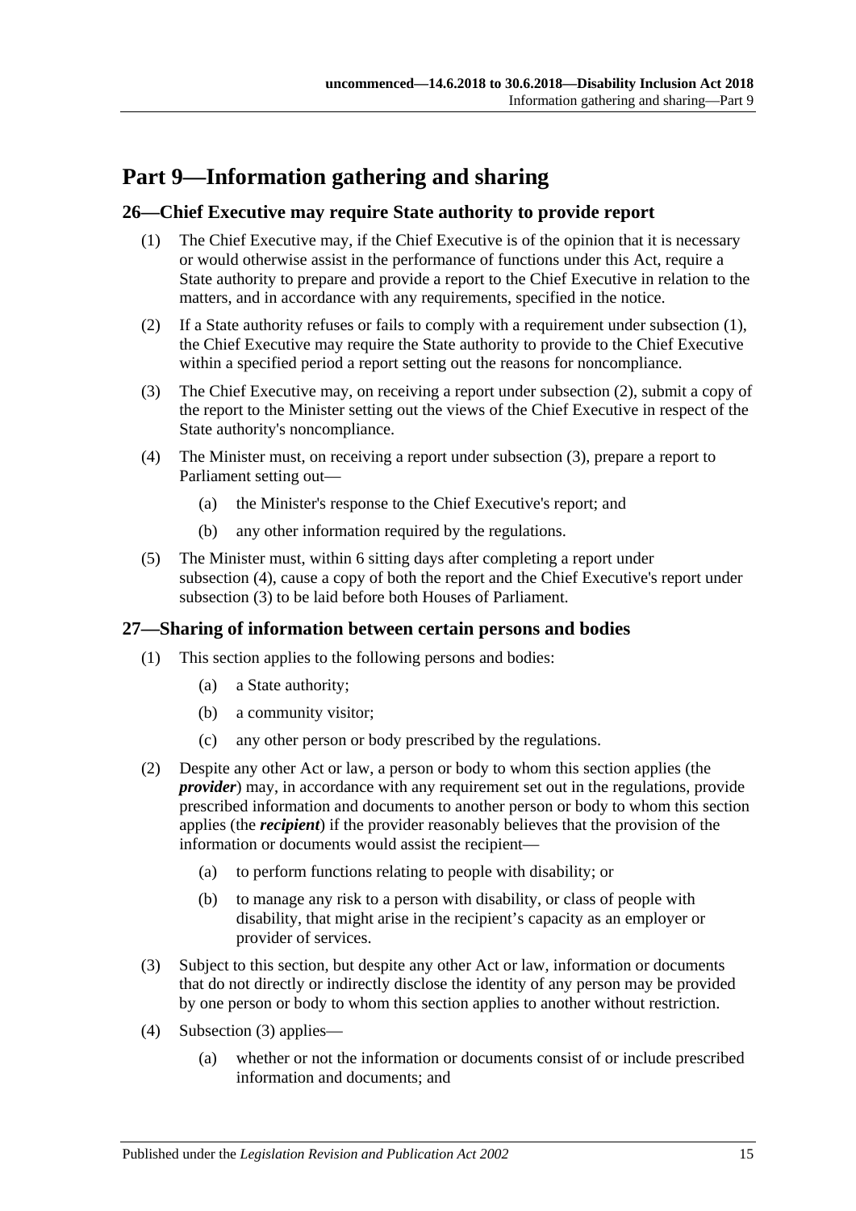# Part 9—Information gathering and sharing

## 26—Chief Executive may require State authority to provide report

(1) The Chief Executive may, if the Chief Executive is of the opinion that it is necessary or would otherwise assist in the performance of functions under this Act, require a State authority to prepare and provide a report to the Chief Executive in relation to the matters, and in accordance with any requirements, specified in the notice.

(2) If a State authority refuses or fails to comply with a requirement under subsection (1), the Chief Executive may require the State authority to provide to the Chief Executive within a specified period a report setting out the reasons for noncompliance.

(3) The Chief Executive may, on receiving a report under subsection (2), submit a copy of the report to the Minister setting out the views of the Chief Executive in respect of the State authority's noncompliance.

(4) The Minister must, on receiving a report under subsection (3), prepare a report to Parliament setting out—

(a) the Minister's response to the Chief Executive's report; and

(b) any other information required by the regulations.

(5) The Minister must, within 6 sitting days after completing a report under subsection (4), cause a copy of both the report and the Chief Executive's report under subsection (3) to be laid before both Houses of Parliament.

## 27—Sharing of information between certain persons and bodies

(1) This section applies to the following persons and bodies:

(a) a State authority;

(b) a community visitor;

(c) any other person or body prescribed by the regulations.

(2) Despite any other Act or law, a person or body to whom this section applies (the ***provider***) may, in accordance with any requirement set out in the regulations, provide prescribed information and documents to another person or body to whom this section applies (the ***recipient***) if the provider reasonably believes that the provision of the information or documents would assist the recipient—

(a) to perform functions relating to people with disability; or

(b) to manage any risk to a person with disability, or class of people with disability, that might arise in the recipient's capacity as an employer or provider of services.

(3) Subject to this section, but despite any other Act or law, information or documents that do not directly or indirectly disclose the identity of any person may be provided by one person or body to whom this section applies to another without restriction.

(4) Subsection (3) applies—

(a) whether or not the information or documents consist of or include prescribed information and documents; and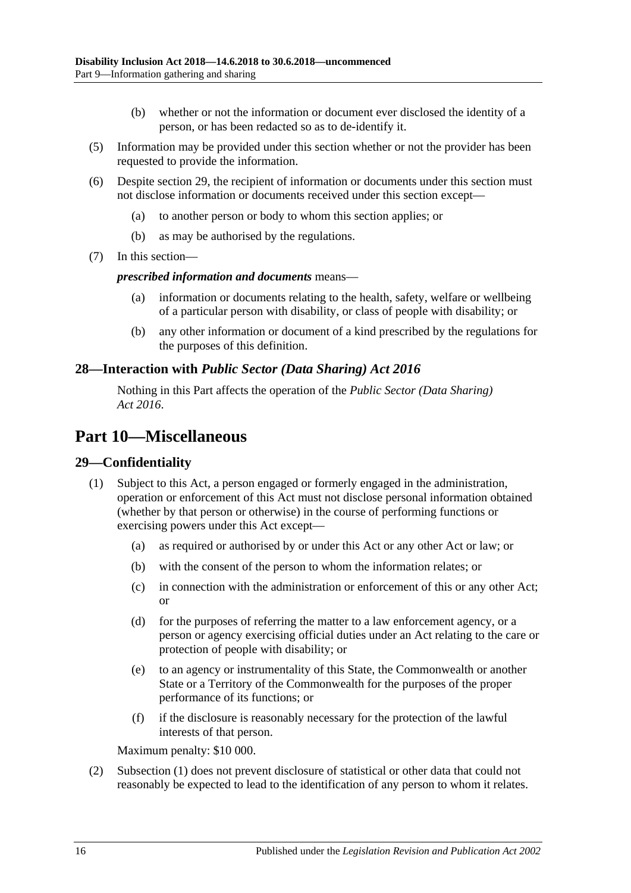(b) whether or not the information or document ever disclosed the identity of a person, or has been redacted so as to de-identify it.

(5) Information may be provided under this section whether or not the provider has been requested to provide the information.

(6) Despite section 29, the recipient of information or documents under this section must not disclose information or documents received under this section except—

(a) to another person or body to whom this section applies; or

(b) as may be authorised by the regulations.

(7) In this section—

***prescribed information and documents*** means—

(a) information or documents relating to the health, safety, welfare or wellbeing of a particular person with disability, or class of people with disability; or

(b) any other information or document of a kind prescribed by the regulations for the purposes of this definition.

### 28—Interaction with *Public Sector (Data Sharing) Act 2016*

Nothing in this Part affects the operation of the *Public Sector (Data Sharing) Act 2016*.

## Part 10—Miscellaneous

### 29—Confidentiality

(1) Subject to this Act, a person engaged or formerly engaged in the administration, operation or enforcement of this Act must not disclose personal information obtained (whether by that person or otherwise) in the course of performing functions or exercising powers under this Act except—

(a) as required or authorised by or under this Act or any other Act or law; or

(b) with the consent of the person to whom the information relates; or

(c) in connection with the administration or enforcement of this or any other Act; or

(d) for the purposes of referring the matter to a law enforcement agency, or a person or agency exercising official duties under an Act relating to the care or protection of people with disability; or

(e) to an agency or instrumentality of this State, the Commonwealth or another State or a Territory of the Commonwealth for the purposes of the proper performance of its functions; or

(f) if the disclosure is reasonably necessary for the protection of the lawful interests of that person.

Maximum penalty: $10 000.

(2) Subsection (1) does not prevent disclosure of statistical or other data that could not reasonably be expected to lead to the identification of any person to whom it relates.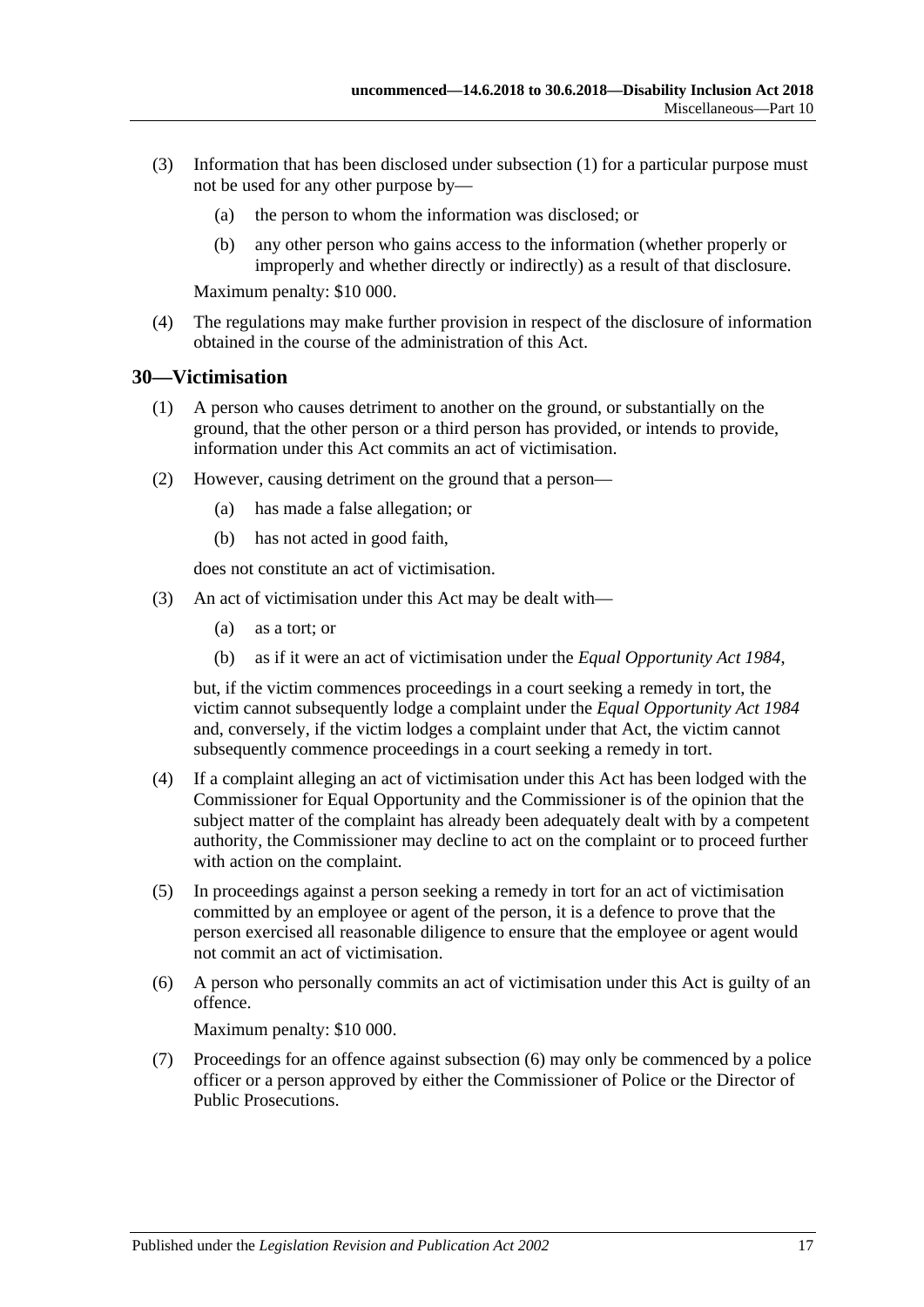(3) Information that has been disclosed under subsection (1) for a particular purpose must not be used for any other purpose by—

(a) the person to whom the information was disclosed; or

(b) any other person who gains access to the information (whether properly or improperly and whether directly or indirectly) as a result of that disclosure.

Maximum penalty: $10 000.

(4) The regulations may make further provision in respect of the disclosure of information obtained in the course of the administration of this Act.

## 30—Victimisation

(1) A person who causes detriment to another on the ground, or substantially on the ground, that the other person or a third person has provided, or intends to provide, information under this Act commits an act of victimisation.

(2) However, causing detriment on the ground that a person—

(a) has made a false allegation; or

(b) has not acted in good faith,

does not constitute an act of victimisation.

(3) An act of victimisation under this Act may be dealt with—

(a) as a tort; or

(b) as if it were an act of victimisation under the *Equal Opportunity Act 1984*,

but, if the victim commences proceedings in a court seeking a remedy in tort, the victim cannot subsequently lodge a complaint under the *Equal Opportunity Act 1984* and, conversely, if the victim lodges a complaint under that Act, the victim cannot subsequently commence proceedings in a court seeking a remedy in tort.

(4) If a complaint alleging an act of victimisation under this Act has been lodged with the Commissioner for Equal Opportunity and the Commissioner is of the opinion that the subject matter of the complaint has already been adequately dealt with by a competent authority, the Commissioner may decline to act on the complaint or to proceed further with action on the complaint.

(5) In proceedings against a person seeking a remedy in tort for an act of victimisation committed by an employee or agent of the person, it is a defence to prove that the person exercised all reasonable diligence to ensure that the employee or agent would not commit an act of victimisation.

(6) A person who personally commits an act of victimisation under this Act is guilty of an offence.

Maximum penalty: $10 000.

(7) Proceedings for an offence against subsection (6) may only be commenced by a police officer or a person approved by either the Commissioner of Police or the Director of Public Prosecutions.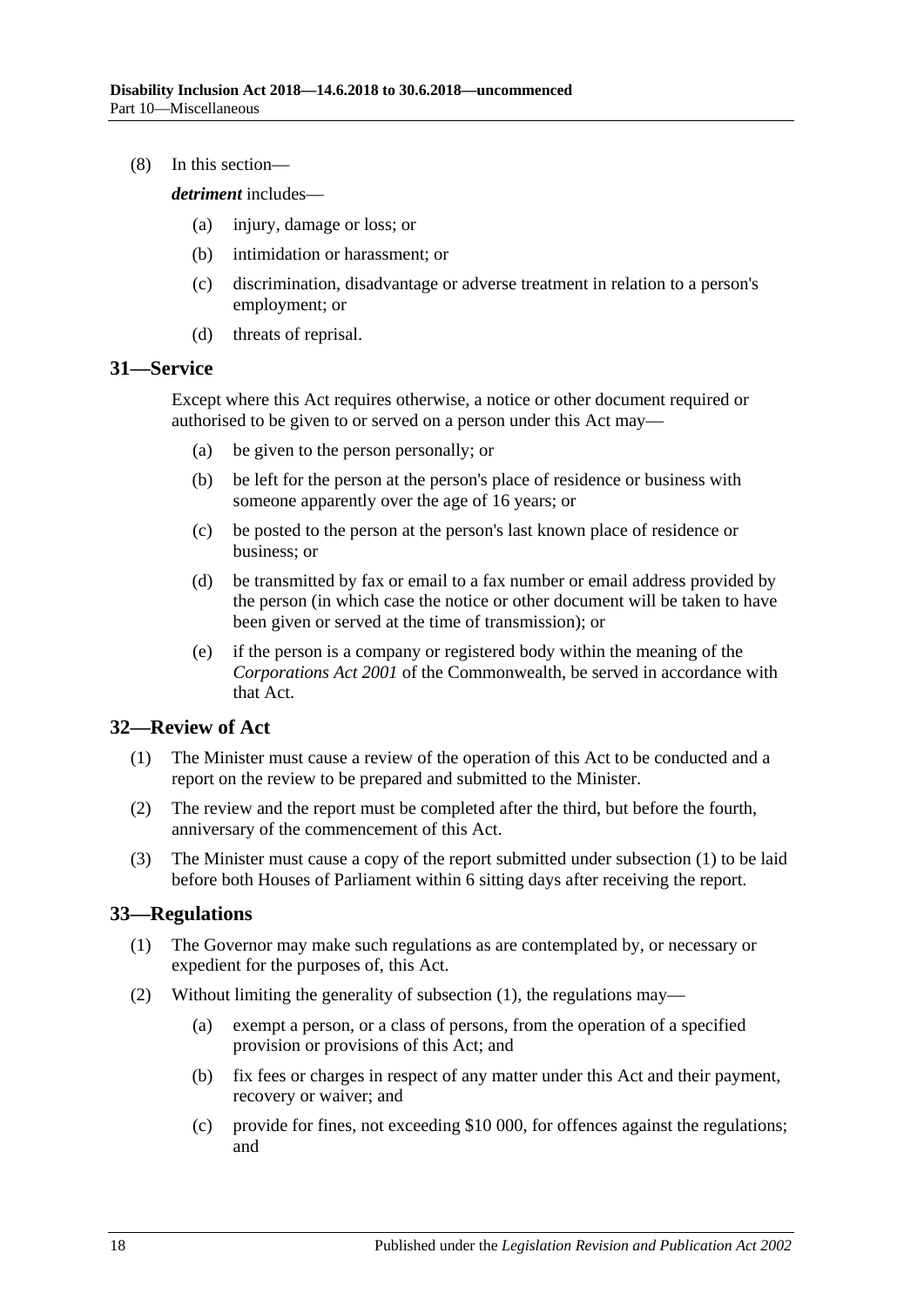(8) In this section—

***detriment*** includes—

(a) injury, damage or loss; or

(b) intimidation or harassment; or

(c) discrimination, disadvantage or adverse treatment in relation to a person's employment; or

(d) threats of reprisal.

## 31—Service

Except where this Act requires otherwise, a notice or other document required or authorised to be given to or served on a person under this Act may—

(a) be given to the person personally; or

(b) be left for the person at the person's place of residence or business with someone apparently over the age of 16 years; or

(c) be posted to the person at the person's last known place of residence or business; or

(d) be transmitted by fax or email to a fax number or email address provided by the person (in which case the notice or other document will be taken to have been given or served at the time of transmission); or

(e) if the person is a company or registered body within the meaning of the *Corporations Act 2001* of the Commonwealth, be served in accordance with that Act.

## 32—Review of Act

(1) The Minister must cause a review of the operation of this Act to be conducted and a report on the review to be prepared and submitted to the Minister.

(2) The review and the report must be completed after the third, but before the fourth, anniversary of the commencement of this Act.

(3) The Minister must cause a copy of the report submitted under subsection (1) to be laid before both Houses of Parliament within 6 sitting days after receiving the report.

## 33—Regulations

(1) The Governor may make such regulations as are contemplated by, or necessary or expedient for the purposes of, this Act.

(2) Without limiting the generality of subsection (1), the regulations may—

(a) exempt a person, or a class of persons, from the operation of a specified provision or provisions of this Act; and

(b) fix fees or charges in respect of any matter under this Act and their payment, recovery or waiver; and

(c) provide for fines, not exceeding $10 000, for offences against the regulations; and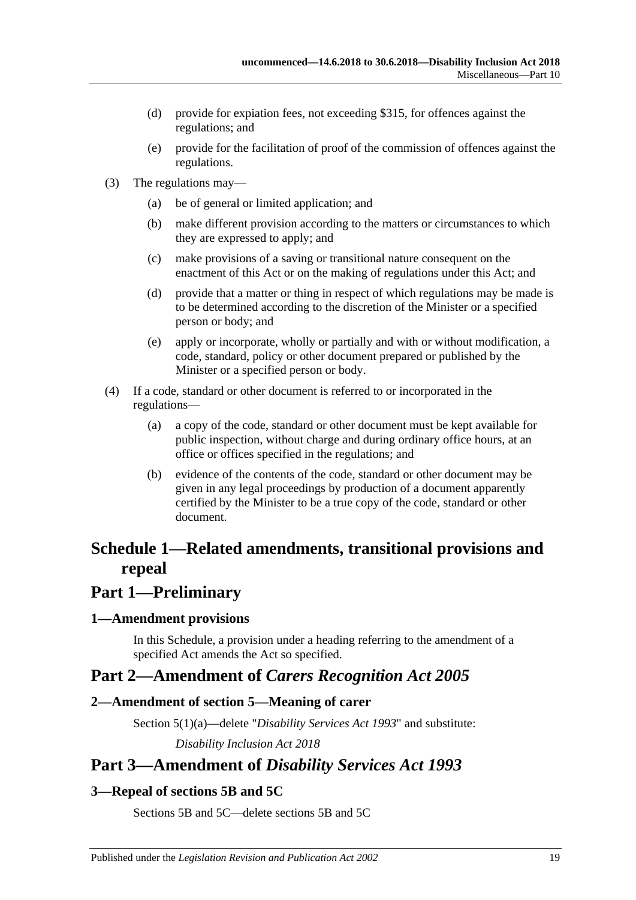(d) provide for expiation fees, not exceeding $315, for offences against the regulations; and

(e) provide for the facilitation of proof of the commission of offences against the regulations.

(3) The regulations may—

(a) be of general or limited application; and

(b) make different provision according to the matters or circumstances to which they are expressed to apply; and

(c) make provisions of a saving or transitional nature consequent on the enactment of this Act or on the making of regulations under this Act; and

(d) provide that a matter or thing in respect of which regulations may be made is to be determined according to the discretion of the Minister or a specified person or body; and

(e) apply or incorporate, wholly or partially and with or without modification, a code, standard, policy or other document prepared or published by the Minister or a specified person or body.

(4) If a code, standard or other document is referred to or incorporated in the regulations—

(a) a copy of the code, standard or other document must be kept available for public inspection, without charge and during ordinary office hours, at an office or offices specified in the regulations; and

(b) evidence of the contents of the code, standard or other document may be given in any legal proceedings by production of a document apparently certified by the Minister to be a true copy of the code, standard or other document.

# Schedule 1—Related amendments, transitional provisions and repeal

## Part 1—Preliminary

### 1—Amendment provisions

In this Schedule, a provision under a heading referring to the amendment of a specified Act amends the Act so specified.

## Part 2—Amendment of *Carers Recognition Act 2005*

### 2—Amendment of section 5—Meaning of carer

Section 5(1)(a)—delete "*Disability Services Act 1993*" and substitute:

*Disability Inclusion Act 2018*

## Part 3—Amendment of *Disability Services Act 1993*

### 3—Repeal of sections 5B and 5C

Sections 5B and 5C—delete sections 5B and 5C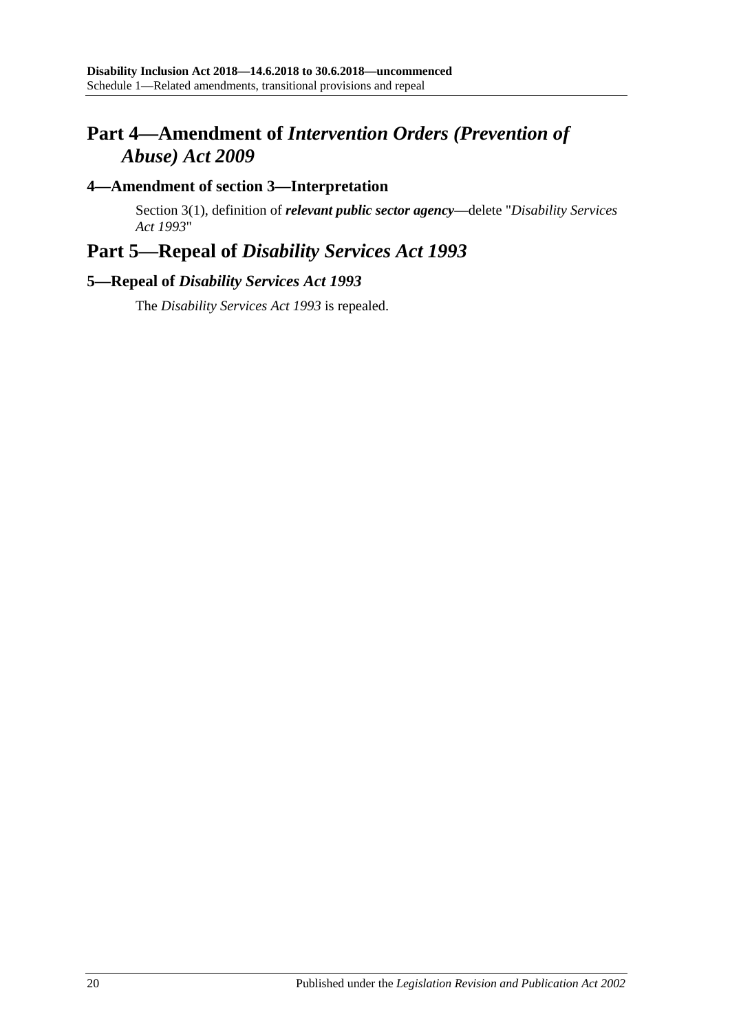## Part 4—Amendment of *Intervention Orders (Prevention of Abuse) Act 2009*

### 4—Amendment of section 3—Interpretation

Section 3(1), definition of ***relevant public sector agency***—delete "*Disability Services Act 1993*"

## Part 5—Repeal of *Disability Services Act 1993*

### 5—Repeal of *Disability Services Act 1993*

The *Disability Services Act 1993* is repealed.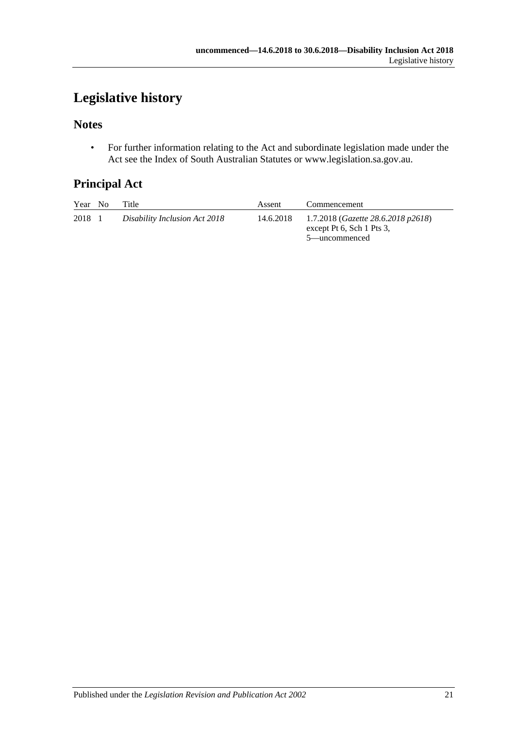# Legislative history

## Notes

- For further information relating to the Act and subordinate legislation made under the Act see the Index of South Australian Statutes or www.legislation.sa.gov.au.

## Principal Act

| Year | No | Title | Assent | Commencement |
|---|---|---|---|---|
| 2018 | 1 | *Disability Inclusion Act 2018* | 14.6.2018 | 1.7.2018 (*Gazette 28.6.2018 p2618*) except Pt 6, Sch 1 Pts 3, 5—uncommenced |